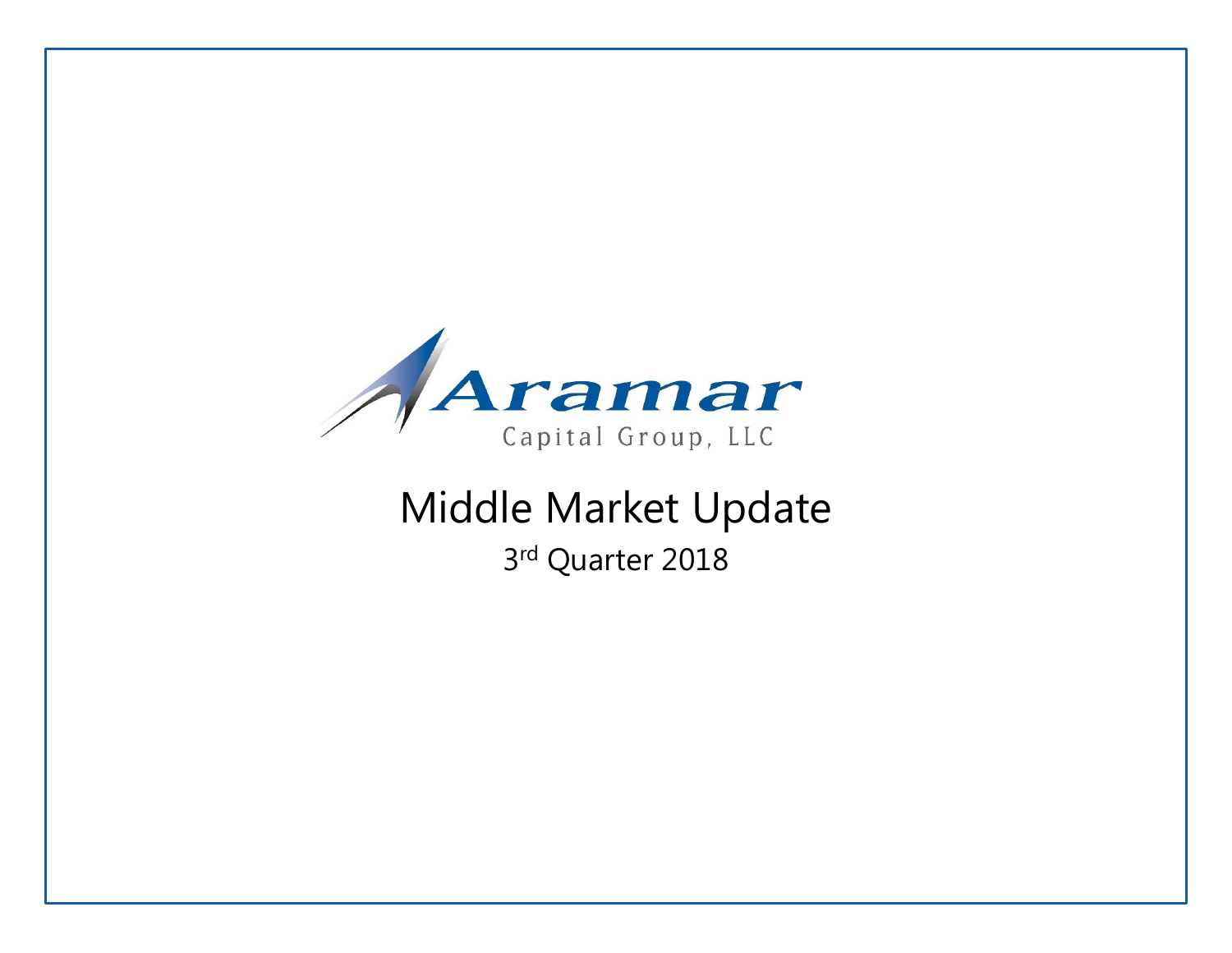Aramar

Capital Group, LLC

# Middle Market Update

3rd Quarter 2018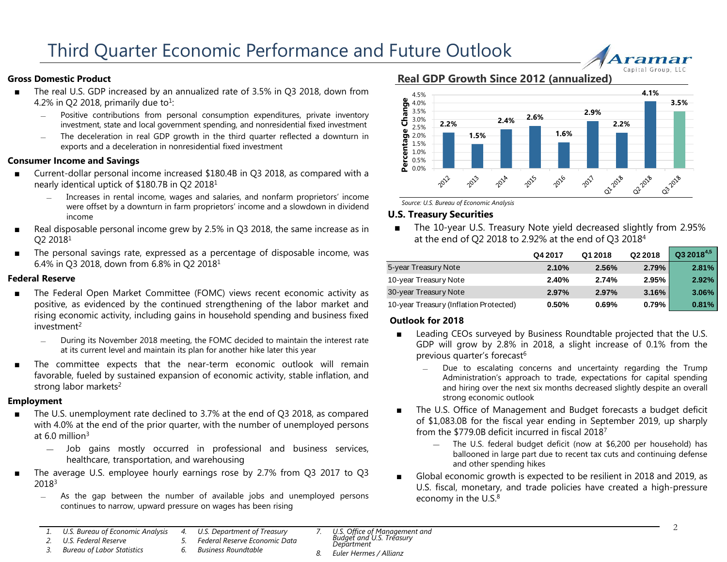# Third Quarter Economic Performance and Future Outlook

### Gross Domestic Product

- The real U.S. GDP increased by an annualized rate of 3.5% in Q3 2018, down from 4.2% in Q2 2018, primarily due to[1]:
  - Positive contributions from personal consumption expenditures, private inventory investment, state and local government spending, and nonresidential fixed investment
  - The deceleration in real GDP growth in the third quarter reflected a downturn in exports and a deceleration in nonresidential fixed investment

### Consumer Income and Savings

- Current-dollar personal income increased $180.4B in Q3 2018, as compared with a nearly identical uptick of $180.7B in Q2 2018[1]
  - Increases in rental income, wages and salaries, and nonfarm proprietors' income were offset by a downturn in farm proprietors' income and a slowdown in dividend income
- Real disposable personal income grew by 2.5% in Q3 2018, the same increase as in Q2 2018[1]
- The personal savings rate, expressed as a percentage of disposable income, was 6.4% in Q3 2018, down from 6.8% in Q2 2018[1]

### Federal Reserve

- The Federal Open Market Committee (FOMC) views recent economic activity as positive, as evidenced by the continued strengthening of the labor market and rising economic activity, including gains in household spending and business fixed investment[2]
  - During its November 2018 meeting, the FOMC decided to maintain the interest rate at its current level and maintain its plan for another hike later this year
- The committee expects that the near-term economic outlook will remain favorable, fueled by sustained expansion of economic activity, stable inflation, and strong labor markets[2]

### Employment

- The U.S. unemployment rate declined to 3.7% at the end of Q3 2018, as compared with 4.0% at the end of the prior quarter, with the number of unemployed persons at 6.0 million[3]
  - Job gains mostly occurred in professional and business services, healthcare, transportation, and warehousing
- The average U.S. employee hourly earnings rose by 2.7% from Q3 2017 to Q3 2018[3]
  - As the gap between the number of available jobs and unemployed persons continues to narrow, upward pressure on wages has been rising

### Real GDP Growth Since 2012 (annualized)

| Period | Percentage Change |
|---|---|
| 2012 | 2.2% |
| 2013 | 1.5% |
| 2014 | 2.4% |
| 2015 | 2.6% |
| 2016 | 1.6% |
| 2017 | 2.9% |
| Q1 2018 | 2.2% |
| Q2 2018 | 4.1% |
| Q3 2018 | 3.5% |

*Source: U.S. Bureau of Economic Analysis*

### U.S. Treasury Securities

- The 10-year U.S. Treasury Note yield decreased slightly from 2.95% at the end of Q2 2018 to 2.92% at the end of Q3 2018[4]

| | Q4 2017 | Q1 2018 | Q2 2018 | Q3 2018[4,5] |
|---|---|---|---|---|
| 5-year Treasury Note | 2.10% | 2.56% | 2.79% | 2.81% |
| 10-year Treasury Note | 2.40% | 2.74% | 2.95% | 2.92% |
| 30-year Treasury Note | 2.97% | 2.97% | 3.16% | 3.06% |
| 10-year Treasury (Inflation Protected) | 0.50% | 0.69% | 0.79% | 0.81% |

### Outlook for 2018

- Leading CEOs surveyed by Business Roundtable projected that the U.S. GDP will grow by 2.8% in 2018, a slight increase of 0.1% from the previous quarter's forecast[6]
  - Due to escalating concerns and uncertainty regarding the Trump Administration's approach to trade, expectations for capital spending and hiring over the next six months decreased slightly despite an overall strong economic outlook
- The U.S. Office of Management and Budget forecasts a budget deficit of $1,083.0B for the fiscal year ending in September 2019, up sharply from the $779.0B deficit incurred in fiscal 2018[7]
  - The U.S. federal budget deficit (now at $6,200 per household) has ballooned in large part due to recent tax cuts and continuing defense and other spending hikes
- Global economic growth is expected to be resilient in 2018 and 2019, as U.S. fiscal, monetary, and trade policies have created a high-pressure economy in the U.S.[8]

---

1. *U.S. Bureau of Economic Analysis*
2. *U.S. Federal Reserve*
3. *Bureau of Labor Statistics*
4. *U.S. Department of Treasury*
5. *Federal Reserve Economic Data*
6. *Business Roundtable*
7. *U.S. Office of Management and Budget and U.S. Treasury Department*
8. *Euler Hermes / Allianz*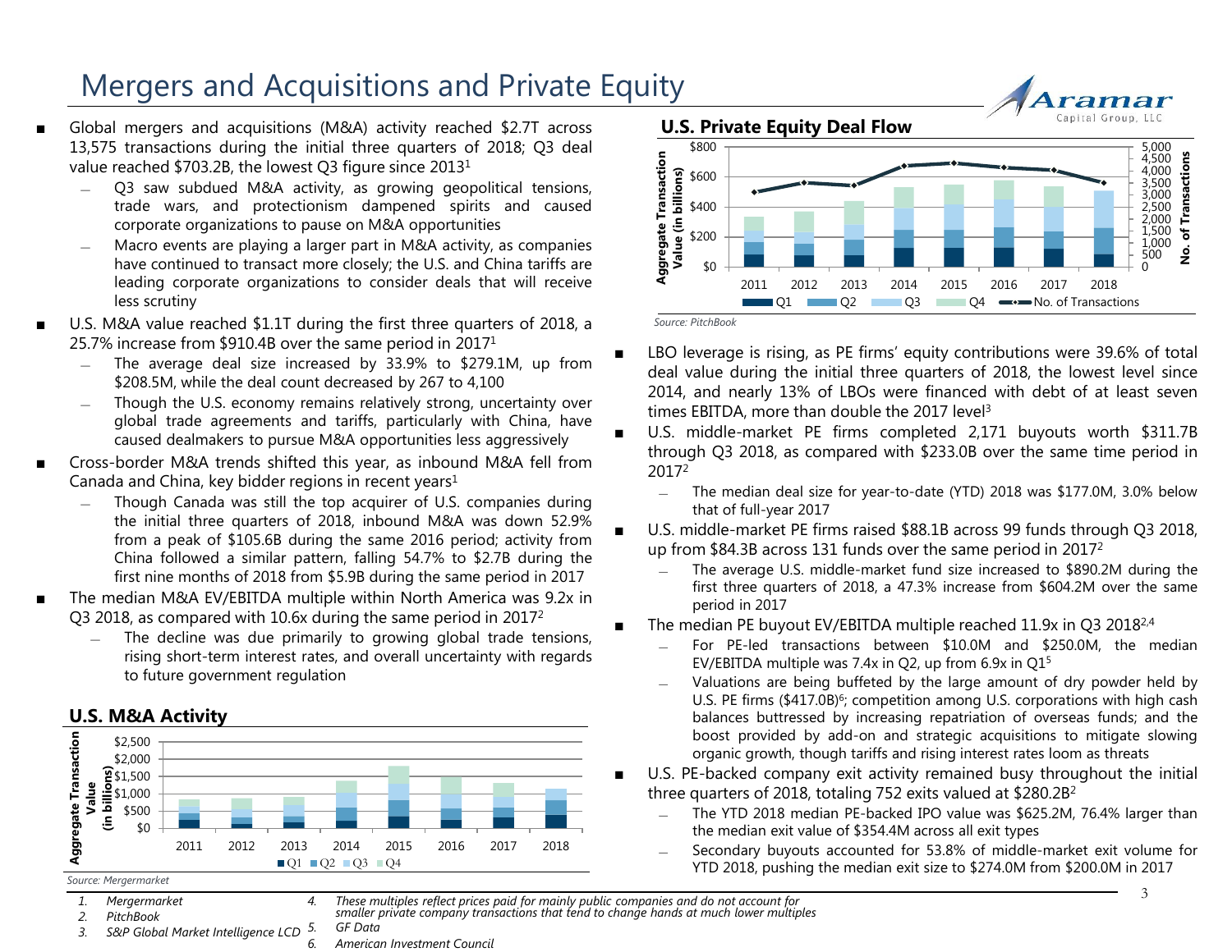# Mergers and Acquisitions and Private Equity

- Global mergers and acquisitions (M&A) activity reached $2.7T across 13,575 transactions during the initial three quarters of 2018; Q3 deal value reached $703.2B, the lowest Q3 figure since 2013[1]
  - Q3 saw subdued M&A activity, as growing geopolitical tensions, trade wars, and protectionism dampened spirits and caused corporate organizations to pause on M&A opportunities
  - Macro events are playing a larger part in M&A activity, as companies have continued to transact more closely; the U.S. and China tariffs are leading corporate organizations to consider deals that will receive less scrutiny
- U.S. M&A value reached $1.1T during the first three quarters of 2018, a 25.7% increase from $910.4B over the same period in 2017[1]
  - The average deal size increased by 33.9% to $279.1M, up from $208.5M, while the deal count decreased by 267 to 4,100
  - Though the U.S. economy remains relatively strong, uncertainty over global trade agreements and tariffs, particularly with China, have caused dealmakers to pursue M&A opportunities less aggressively
- Cross-border M&A trends shifted this year, as inbound M&A fell from Canada and China, key bidder regions in recent years[1]
  - Though Canada was still the top acquirer of U.S. companies during the initial three quarters of 2018, inbound M&A was down 52.9% from a peak of $105.6B during the same 2016 period; activity from China followed a similar pattern, falling 54.7% to $2.7B during the first nine months of 2018 from $5.9B during the same period in 2017
- The median M&A EV/EBITDA multiple within North America was 9.2x in Q3 2018, as compared with 10.6x during the same period in 2017[2]
  - The decline was due primarily to growing global trade tensions, rising short-term interest rates, and overall uncertainty with regards to future government regulation

## U.S. M&A Activity

*Source: Mergermarket*

## U.S. Private Equity Deal Flow

*Source: PitchBook*

- LBO leverage is rising, as PE firms' equity contributions were 39.6% of total deal value during the initial three quarters of 2018, the lowest level since 2014, and nearly 13% of LBOs were financed with debt of at least seven times EBITDA, more than double the 2017 level[3]
- U.S. middle-market PE firms completed 2,171 buyouts worth $311.7B through Q3 2018, as compared with $233.0B over the same time period in 2017[2]
  - The median deal size for year-to-date (YTD) 2018 was $177.0M, 3.0% below that of full-year 2017
- U.S. middle-market PE firms raised $88.1B across 99 funds through Q3 2018, up from $84.3B across 131 funds over the same period in 2017[2]
  - The average U.S. middle-market fund size increased to $890.2M during the first three quarters of 2018, a 47.3% increase from $604.2M over the same period in 2017
- The median PE buyout EV/EBITDA multiple reached 11.9x in Q3 2018[2,4]
  - For PE-led transactions between $10.0M and $250.0M, the median EV/EBITDA multiple was 7.4x in Q2, up from 6.9x in Q1[5]
  - Valuations are being buffeted by the large amount of dry powder held by U.S. PE firms ($417.0B)[6]; competition among U.S. corporations with high cash balances buttressed by increasing repatriation of overseas funds; and the boost provided by add-on and strategic acquisitions to mitigate slowing organic growth, though tariffs and rising interest rates loom as threats
- U.S. PE-backed company exit activity remained busy throughout the initial three quarters of 2018, totaling 752 exits valued at $280.2B[2]
  - The YTD 2018 median PE-backed IPO value was $625.2M, 76.4% larger than the median exit value of $354.4M across all exit types
  - Secondary buyouts accounted for 53.8% of middle-market exit volume for YTD 2018, pushing the median exit size to $274.0M from $200.0M in 2017

---

1. *Mergermarket*
2. *PitchBook*
3. *S&P Global Market Intelligence LCD*
4. *These multiples reflect prices paid for mainly public companies and do not account for smaller private company transactions that tend to change hands at much lower multiples*
5. *GF Data*
6. *American Investment Council*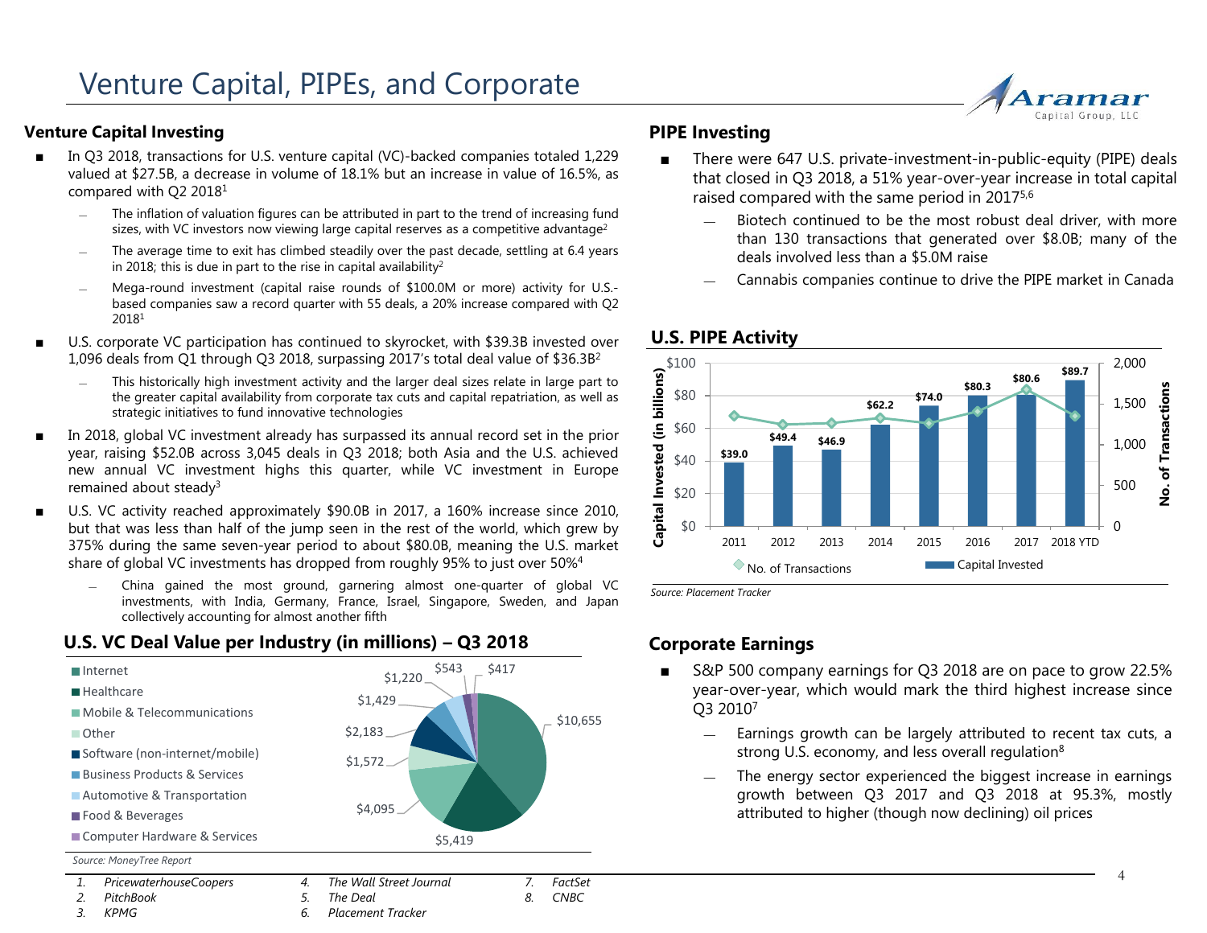# Venture Capital, PIPEs, and Corporate

## Venture Capital Investing

- In Q3 2018, transactions for U.S. venture capital (VC)-backed companies totaled 1,229 valued at $27.5B, a decrease in volume of 18.1% but an increase in value of 16.5%, as compared with Q2 2018[1]
  - The inflation of valuation figures can be attributed in part to the trend of increasing fund sizes, with VC investors now viewing large capital reserves as a competitive advantage[2]
  - The average time to exit has climbed steadily over the past decade, settling at 6.4 years in 2018; this is due in part to the rise in capital availability[2]
  - Mega-round investment (capital raise rounds of $100.0M or more) activity for U.S.-based companies saw a record quarter with 55 deals, a 20% increase compared with Q2 2018[1]
- U.S. corporate VC participation has continued to skyrocket, with $39.3B invested over 1,096 deals from Q1 through Q3 2018, surpassing 2017's total deal value of $36.3B[2]
  - This historically high investment activity and the larger deal sizes relate in large part to the greater capital availability from corporate tax cuts and capital repatriation, as well as strategic initiatives to fund innovative technologies
- In 2018, global VC investment already has surpassed its annual record set in the prior year, raising $52.0B across 3,045 deals in Q3 2018; both Asia and the U.S. achieved new annual VC investment highs this quarter, while VC investment in Europe remained about steady[3]
- U.S. VC activity reached approximately $90.0B in 2017, a 160% increase since 2010, but that was less than half of the jump seen in the rest of the world, which grew by 375% during the same seven-year period to about $80.0B, meaning the U.S. market share of global VC investments has dropped from roughly 95% to just over 50%[4]
  - China gained the most ground, garnering almost one-quarter of global VC investments, with India, Germany, France, Israel, Singapore, Sweden, and Japan collectively accounting for almost another fifth

### U.S. VC Deal Value per Industry (in millions) – Q3 2018

| Industry | Deal Value |
|---|---|
| Internet | $10,655 |
| Healthcare | $5,419 |
| Mobile & Telecommunications | $4,095 |
| Other | $1,572 |
| Software (non-internet/mobile) | $2,183 |
| Business Products & Services | $1,429 |
| Automotive & Transportation | $1,220 |
| Food & Beverages | $543 |
| Computer Hardware & Services | $417 |

*Source: MoneyTree Report*

## PIPE Investing

- There were 647 U.S. private-investment-in-public-equity (PIPE) deals that closed in Q3 2018, a 51% year-over-year increase in total capital raised compared with the same period in 2017[5,6]
  - Biotech continued to be the most robust deal driver, with more than 130 transactions that generated over $8.0B; many of the deals involved less than a $5.0M raise
  - Cannabis companies continue to drive the PIPE market in Canada

### U.S. PIPE Activity

| Year | Capital Invested (in billions) |
|---|---|
| 2011 | $39.0 |
| 2012 | $49.4 |
| 2013 | $46.9 |
| 2014 | $62.2 |
| 2015 | $74.0 |
| 2016 | $80.3 |
| 2017 | $80.6 |
| 2018 YTD | $89.7 |

Legend: No. of Transactions; Capital Invested

*Source: Placement Tracker*

## Corporate Earnings

- S&P 500 company earnings for Q3 2018 are on pace to grow 22.5% year-over-year, which would mark the third highest increase since Q3 2010[7]
  - Earnings growth can be largely attributed to recent tax cuts, a strong U.S. economy, and less overall regulation[8]
  - The energy sector experienced the biggest increase in earnings growth between Q3 2017 and Q3 2018 at 95.3%, mostly attributed to higher (though now declining) oil prices

1. *PricewaterhouseCoopers*
2. *PitchBook*
3. *KPMG*
4. *The Wall Street Journal*
5. *The Deal*
6. *Placement Tracker*
7. *FactSet*
8. *CNBC*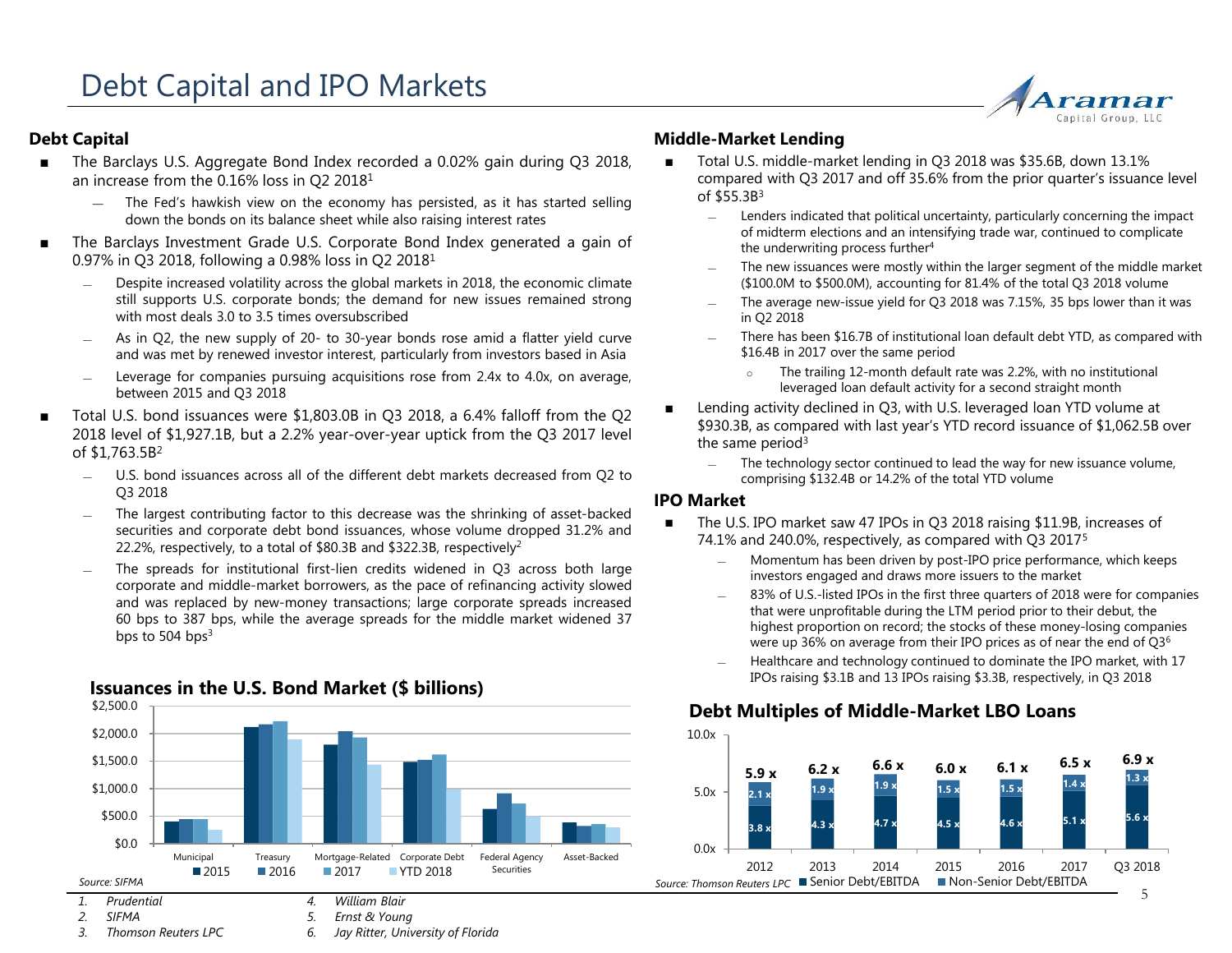# Debt Capital and IPO Markets

## Debt Capital

- The Barclays U.S. Aggregate Bond Index recorded a 0.02% gain during Q3 2018, an increase from the 0.16% loss in Q2 2018[1]
  - The Fed's hawkish view on the economy has persisted, as it has started selling down the bonds on its balance sheet while also raising interest rates
- The Barclays Investment Grade U.S. Corporate Bond Index generated a gain of 0.97% in Q3 2018, following a 0.98% loss in Q2 2018[1]
  - Despite increased volatility across the global markets in 2018, the economic climate still supports U.S. corporate bonds; the demand for new issues remained strong with most deals 3.0 to 3.5 times oversubscribed
  - As in Q2, the new supply of 20- to 30-year bonds rose amid a flatter yield curve and was met by renewed investor interest, particularly from investors based in Asia
  - Leverage for companies pursuing acquisitions rose from 2.4x to 4.0x, on average, between 2015 and Q3 2018
- Total U.S. bond issuances were $1,803.0B in Q3 2018, a 6.4% falloff from the Q2 2018 level of $1,927.1B, but a 2.2% year-over-year uptick from the Q3 2017 level of $1,763.5B[2]
  - U.S. bond issuances across all of the different debt markets decreased from Q2 to Q3 2018
  - The largest contributing factor to this decrease was the shrinking of asset-backed securities and corporate debt bond issuances, whose volume dropped 31.2% and 22.2%, respectively, to a total of $80.3B and $322.3B, respectively[2]
  - The spreads for institutional first-lien credits widened in Q3 across both large corporate and middle-market borrowers, as the pace of refinancing activity slowed and was replaced by new-money transactions; large corporate spreads increased 60 bps to 387 bps, while the average spreads for the middle market widened 37 bps to 504 bps[3]

### Issuances in the U.S. Bond Market ($ billions)

Chart categories: Municipal, Treasury, Mortgage-Related, Corporate Debt, Federal Agency Securities, Asset-Backed; Series: 2015, 2016, 2017, YTD 2018

*Source: SIFMA*

## Middle-Market Lending

- Total U.S. middle-market lending in Q3 2018 was $35.6B, down 13.1% compared with Q3 2017 and off 35.6% from the prior quarter's issuance level of $55.3B[3]
  - Lenders indicated that political uncertainty, particularly concerning the impact of midterm elections and an intensifying trade war, continued to complicate the underwriting process further[4]
  - The new issuances were mostly within the larger segment of the middle market ($100.0M to $500.0M), accounting for 81.4% of the total Q3 2018 volume
  - The average new-issue yield for Q3 2018 was 7.15%, 35 bps lower than it was in Q2 2018
  - There has been $16.7B of institutional loan default debt YTD, as compared with $16.4B in 2017 over the same period
    - The trailing 12-month default rate was 2.2%, with no institutional leveraged loan default activity for a second straight month
- Lending activity declined in Q3, with U.S. leveraged loan YTD volume at $930.3B, as compared with last year's YTD record issuance of $1,062.5B over the same period[3]
  - The technology sector continued to lead the way for new issuance volume, comprising $132.4B or 14.2% of the total YTD volume

## IPO Market

- The U.S. IPO market saw 47 IPOs in Q3 2018 raising $11.9B, increases of 74.1% and 240.0%, respectively, as compared with Q3 2017[5]
  - Momentum has been driven by post-IPO price performance, which keeps investors engaged and draws more issuers to the market
  - 83% of U.S.-listed IPOs in the first three quarters of 2018 were for companies that were unprofitable during the LTM period prior to their debut, the highest proportion on record; the stocks of these money-losing companies were up 36% on average from their IPO prices as of near the end of Q3[6]
  - Healthcare and technology continued to dominate the IPO market, with 17 IPOs raising $3.1B and 13 IPOs raising $3.3B, respectively, in Q3 2018

### Debt Multiples of Middle-Market LBO Loans

| | 2012 | 2013 | 2014 | 2015 | 2016 | 2017 | Q3 2018 |
|---|---|---|---|---|---|---|---|
| Senior Debt/EBITDA | 3.8 x | 4.3 x | 4.7 x | 4.5 x | 4.6 x | 5.1 x | 5.6 x |
| Non-Senior Debt/EBITDA | 2.1 x | 1.9 x | 1.9 x | 1.5 x | 1.5 x | 1.4 x | 1.3 x |
| Total | 5.9 x | 6.2 x | 6.6 x | 6.0 x | 6.1 x | 6.5 x | 6.9 x |

*Source: Thomson Reuters LPC*

1. *Prudential*
2. *SIFMA*
3. *Thomson Reuters LPC*
4. *William Blair*
5. *Ernst & Young*
6. *Jay Ritter, University of Florida*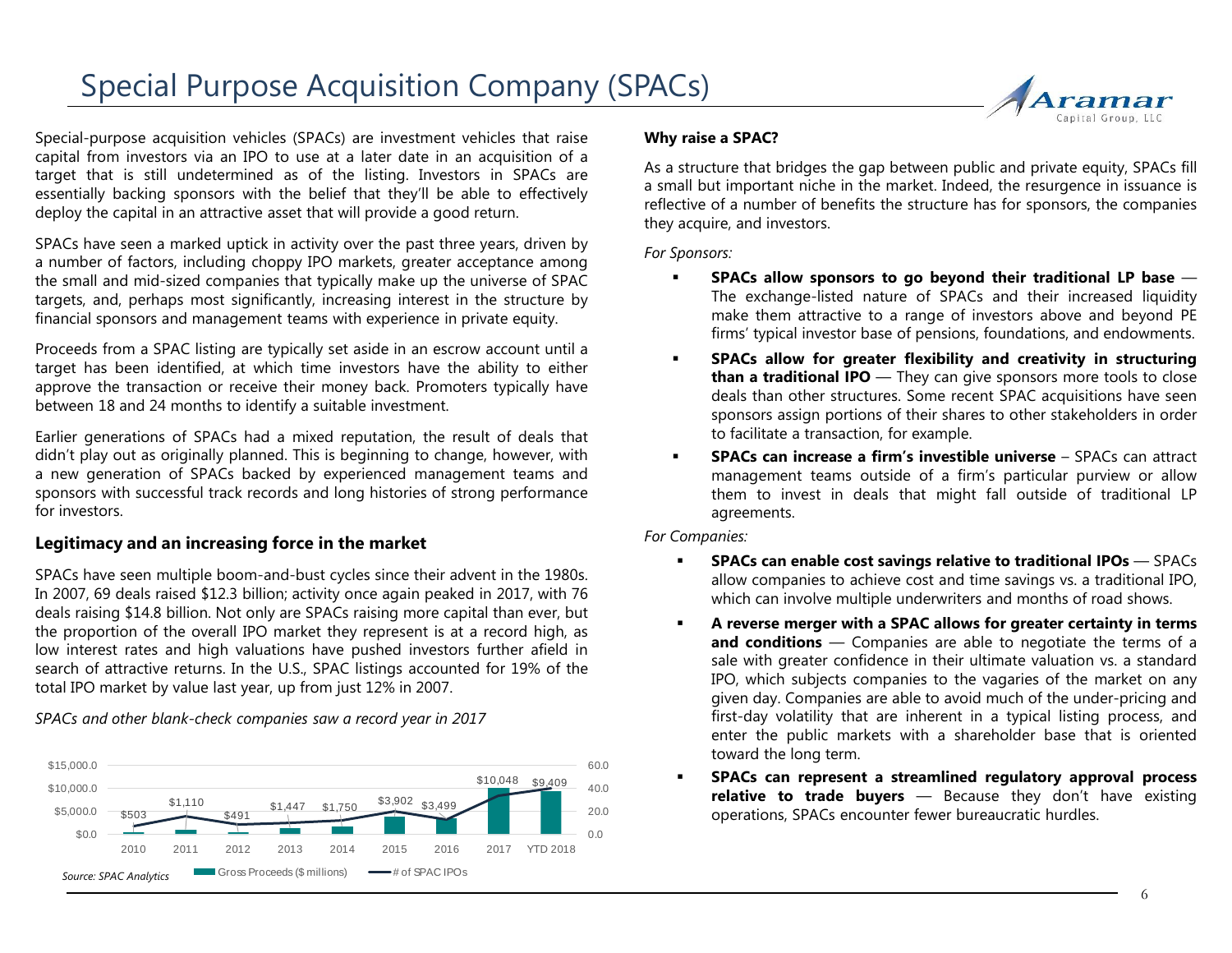# Special Purpose Acquisition Company (SPACs)

Special-purpose acquisition vehicles (SPACs) are investment vehicles that raise capital from investors via an IPO to use at a later date in an acquisition of a target that is still undetermined as of the listing. Investors in SPACs are essentially backing sponsors with the belief that they'll be able to effectively deploy the capital in an attractive asset that will provide a good return.

SPACs have seen a marked uptick in activity over the past three years, driven by a number of factors, including choppy IPO markets, greater acceptance among the small and mid-sized companies that typically make up the universe of SPAC targets, and, perhaps most significantly, increasing interest in the structure by financial sponsors and management teams with experience in private equity.

Proceeds from a SPAC listing are typically set aside in an escrow account until a target has been identified, at which time investors have the ability to either approve the transaction or receive their money back. Promoters typically have between 18 and 24 months to identify a suitable investment.

Earlier generations of SPACs had a mixed reputation, the result of deals that didn't play out as originally planned. This is beginning to change, however, with a new generation of SPACs backed by experienced management teams and sponsors with successful track records and long histories of strong performance for investors.

## Legitimacy and an increasing force in the market

SPACs have seen multiple boom-and-bust cycles since their advent in the 1980s. In 2007, 69 deals raised $12.3 billion; activity once again peaked in 2017, with 76 deals raising $14.8 billion. Not only are SPACs raising more capital than ever, but the proportion of the overall IPO market they represent is at a record high, as low interest rates and high valuations have pushed investors further afield in search of attractive returns. In the U.S., SPAC listings accounted for 19% of the total IPO market by value last year, up from just 12% in 2007.

*SPACs and other blank-check companies saw a record year in 2017*

| Year | Gross Proceeds ($ millions) |
|---|---|
| 2010 | $503 |
| 2011 | $1,110 |
| 2012 | $491 |
| 2013 | $1,447 |
| 2014 | $1,750 |
| 2015 | $3,902 |
| 2016 | $3,499 |
| 2017 | $10,048 |
| YTD 2018 | $9,409 |

*Source: SPAC Analytics*

**Why raise a SPAC?**

As a structure that bridges the gap between public and private equity, SPACs fill a small but important niche in the market. Indeed, the resurgence in issuance is reflective of a number of benefits the structure has for sponsors, the companies they acquire, and investors.

*For Sponsors:*

- **SPACs allow sponsors to go beyond their traditional LP base** — The exchange-listed nature of SPACs and their increased liquidity make them attractive to a range of investors above and beyond PE firms' typical investor base of pensions, foundations, and endowments.
- **SPACs allow for greater flexibility and creativity in structuring than a traditional IPO** — They can give sponsors more tools to close deals than other structures. Some recent SPAC acquisitions have seen sponsors assign portions of their shares to other stakeholders in order to facilitate a transaction, for example.
- **SPACs can increase a firm's investible universe** – SPACs can attract management teams outside of a firm's particular purview or allow them to invest in deals that might fall outside of traditional LP agreements.

*For Companies:*

- **SPACs can enable cost savings relative to traditional IPOs** — SPACs allow companies to achieve cost and time savings vs. a traditional IPO, which can involve multiple underwriters and months of road shows.
- **A reverse merger with a SPAC allows for greater certainty in terms and conditions** — Companies are able to negotiate the terms of a sale with greater confidence in their ultimate valuation vs. a standard IPO, which subjects companies to the vagaries of the market on any given day. Companies are able to avoid much of the under-pricing and first-day volatility that are inherent in a typical listing process, and enter the public markets with a shareholder base that is oriented toward the long term.
- **SPACs can represent a streamlined regulatory approval process relative to trade buyers** — Because they don't have existing operations, SPACs encounter fewer bureaucratic hurdles.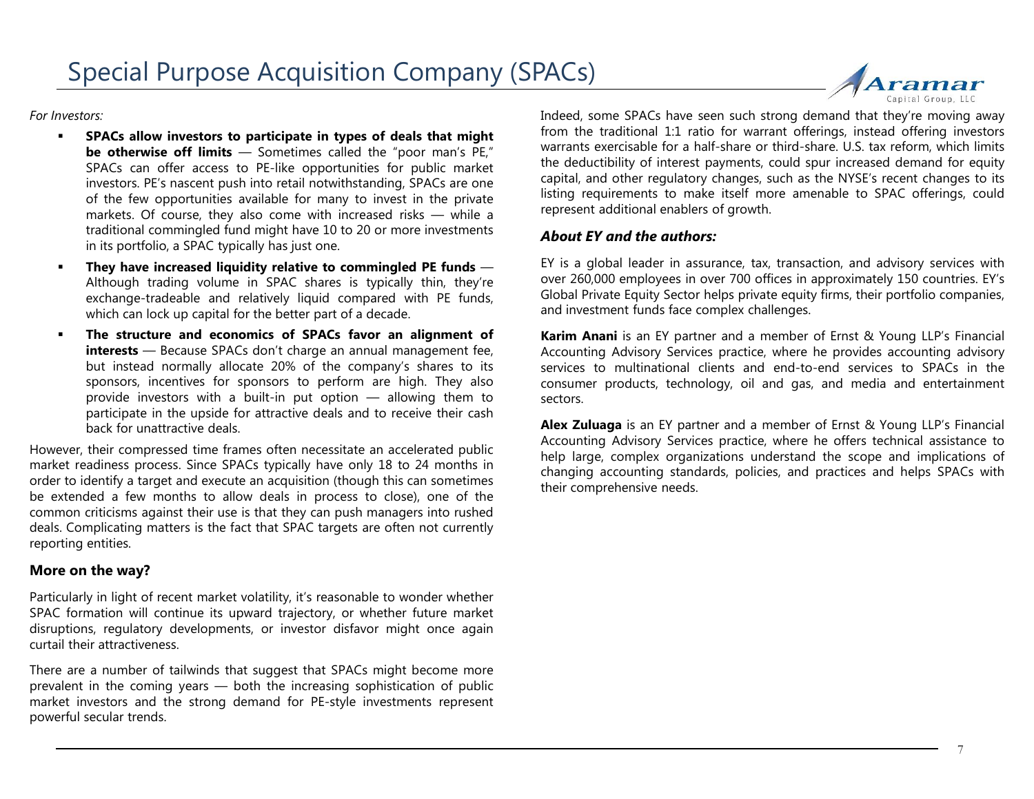# Special Purpose Acquisition Company (SPACs)

*For Investors:*

- **SPACs allow investors to participate in types of deals that might be otherwise off limits** — Sometimes called the "poor man's PE," SPACs can offer access to PE-like opportunities for public market investors. PE's nascent push into retail notwithstanding, SPACs are one of the few opportunities available for many to invest in the private markets. Of course, they also come with increased risks — while a traditional commingled fund might have 10 to 20 or more investments in its portfolio, a SPAC typically has just one.
- **They have increased liquidity relative to commingled PE funds** — Although trading volume in SPAC shares is typically thin, they're exchange-tradeable and relatively liquid compared with PE funds, which can lock up capital for the better part of a decade.
- **The structure and economics of SPACs favor an alignment of interests** — Because SPACs don't charge an annual management fee, but instead normally allocate 20% of the company's shares to its sponsors, incentives for sponsors to perform are high. They also provide investors with a built-in put option — allowing them to participate in the upside for attractive deals and to receive their cash back for unattractive deals.

However, their compressed time frames often necessitate an accelerated public market readiness process. Since SPACs typically have only 18 to 24 months in order to identify a target and execute an acquisition (though this can sometimes be extended a few months to allow deals in process to close), one of the common criticisms against their use is that they can push managers into rushed deals. Complicating matters is the fact that SPAC targets are often not currently reporting entities.

### More on the way?

Particularly in light of recent market volatility, it's reasonable to wonder whether SPAC formation will continue its upward trajectory, or whether future market disruptions, regulatory developments, or investor disfavor might once again curtail their attractiveness.

There are a number of tailwinds that suggest that SPACs might become more prevalent in the coming years — both the increasing sophistication of public market investors and the strong demand for PE-style investments represent powerful secular trends.

Indeed, some SPACs have seen such strong demand that they're moving away from the traditional 1:1 ratio for warrant offerings, instead offering investors warrants exercisable for a half-share or third-share. U.S. tax reform, which limits the deductibility of interest payments, could spur increased demand for equity capital, and other regulatory changes, such as the NYSE's recent changes to its listing requirements to make itself more amenable to SPAC offerings, could represent additional enablers of growth.

### *About EY and the authors:*

EY is a global leader in assurance, tax, transaction, and advisory services with over 260,000 employees in over 700 offices in approximately 150 countries. EY's Global Private Equity Sector helps private equity firms, their portfolio companies, and investment funds face complex challenges.

**Karim Anani** is an EY partner and a member of Ernst & Young LLP's Financial Accounting Advisory Services practice, where he provides accounting advisory services to multinational clients and end-to-end services to SPACs in the consumer products, technology, oil and gas, and media and entertainment sectors.

**Alex Zuluaga** is an EY partner and a member of Ernst & Young LLP's Financial Accounting Advisory Services practice, where he offers technical assistance to help large, complex organizations understand the scope and implications of changing accounting standards, policies, and practices and helps SPACs with their comprehensive needs.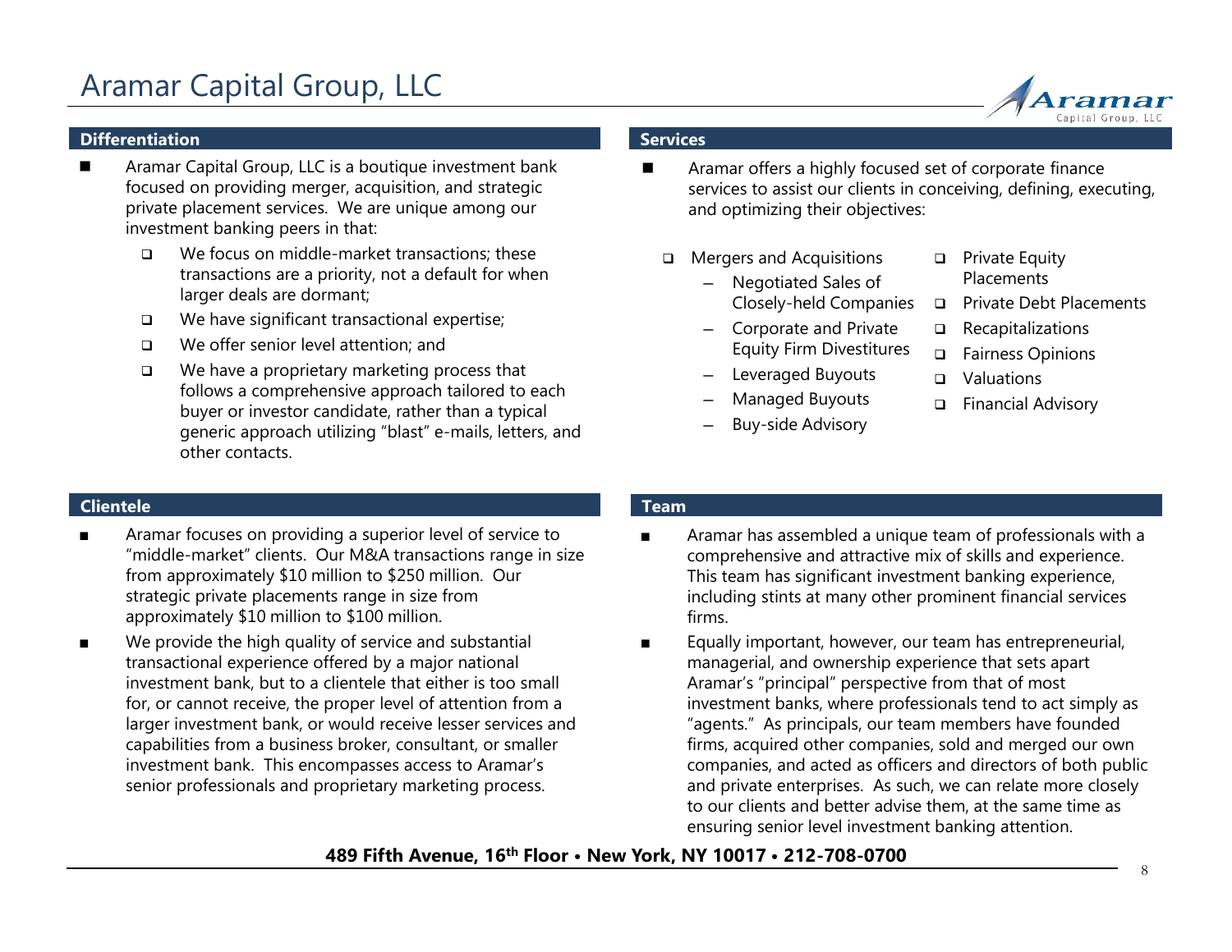# Aramar Capital Group, LLC

## Differentiation

- Aramar Capital Group, LLC is a boutique investment bank focused on providing merger, acquisition, and strategic private placement services. We are unique among our investment banking peers in that:
  - We focus on middle-market transactions; these transactions are a priority, not a default for when larger deals are dormant;
  - We have significant transactional expertise;
  - We offer senior level attention; and
  - We have a proprietary marketing process that follows a comprehensive approach tailored to each buyer or investor candidate, rather than a typical generic approach utilizing "blast" e-mails, letters, and other contacts.

## Services

- Aramar offers a highly focused set of corporate finance services to assist our clients in conceiving, defining, executing, and optimizing their objectives:
  - Mergers and Acquisitions
    - Negotiated Sales of Closely-held Companies
    - Corporate and Private Equity Firm Divestitures
    - Leveraged Buyouts
    - Managed Buyouts
    - Buy-side Advisory
  - Private Equity Placements
  - Private Debt Placements
  - Recapitalizations
  - Fairness Opinions
  - Valuations
  - Financial Advisory

## Clientele

- Aramar focuses on providing a superior level of service to "middle-market" clients. Our M&A transactions range in size from approximately $10 million to $250 million. Our strategic private placements range in size from approximately $10 million to $100 million.
- We provide the high quality of service and substantial transactional experience offered by a major national investment bank, but to a clientele that either is too small for, or cannot receive, the proper level of attention from a larger investment bank, or would receive lesser services and capabilities from a business broker, consultant, or smaller investment bank. This encompasses access to Aramar's senior professionals and proprietary marketing process.

## Team

- Aramar has assembled a unique team of professionals with a comprehensive and attractive mix of skills and experience. This team has significant investment banking experience, including stints at many other prominent financial services firms.
- Equally important, however, our team has entrepreneurial, managerial, and ownership experience that sets apart Aramar's "principal" perspective from that of most investment banks, where professionals tend to act simply as "agents." As principals, our team members have founded firms, acquired other companies, sold and merged our own companies, and acted as officers and directors of both public and private enterprises. As such, we can relate more closely to our clients and better advise them, at the same time as ensuring senior level investment banking attention.

**489 Fifth Avenue, 16th Floor • New York, NY 10017 • 212-708-0700**